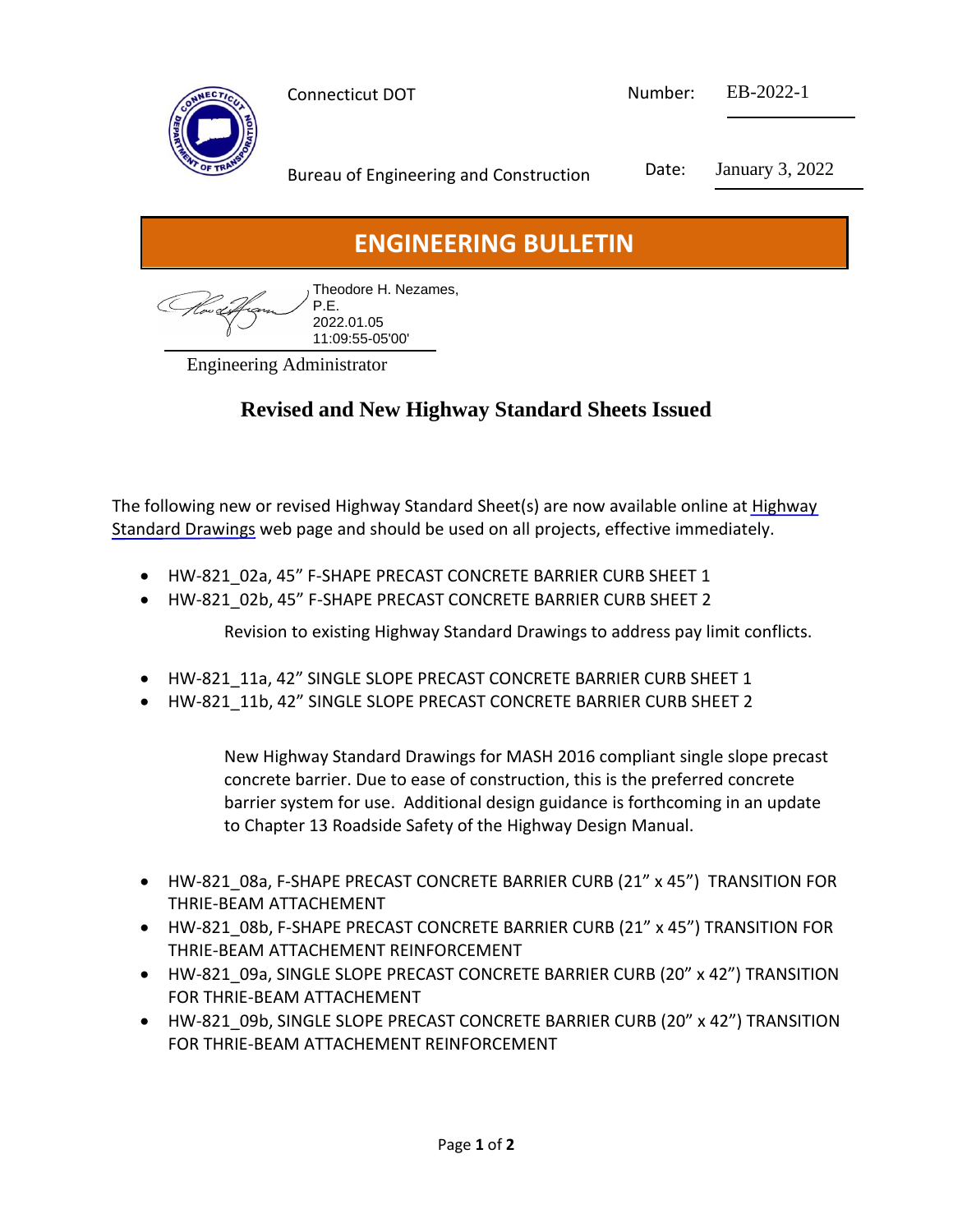Connecticut DOT

Bureau of Engineering and Construction

Number: EB-2022-1

Date: January 3, 2022

# ENGINEERING BULLETIN

Theodore H. Nezames, P.E.
2022.01.05
11:09:55-05'00'

Engineering Administrator

## Revised and New Highway Standard Sheets Issued

The following new or revised Highway Standard Sheet(s) are now available online at Highway Standard Drawings web page and should be used on all projects, effective immediately.

- HW-821_02a, 45" F-SHAPE PRECAST CONCRETE BARRIER CURB SHEET 1
- HW-821_02b, 45" F-SHAPE PRECAST CONCRETE BARRIER CURB SHEET 2

  Revision to existing Highway Standard Drawings to address pay limit conflicts.

- HW-821_11a, 42" SINGLE SLOPE PRECAST CONCRETE BARRIER CURB SHEET 1
- HW-821_11b, 42" SINGLE SLOPE PRECAST CONCRETE BARRIER CURB SHEET 2

  New Highway Standard Drawings for MASH 2016 compliant single slope precast concrete barrier. Due to ease of construction, this is the preferred concrete barrier system for use. Additional design guidance is forthcoming in an update to Chapter 13 Roadside Safety of the Highway Design Manual.

- HW-821_08a, F-SHAPE PRECAST CONCRETE BARRIER CURB (21" x 45") TRANSITION FOR THRIE-BEAM ATTACHEMENT
- HW-821_08b, F-SHAPE PRECAST CONCRETE BARRIER CURB (21" x 45") TRANSITION FOR THRIE-BEAM ATTACHEMENT REINFORCEMENT
- HW-821_09a, SINGLE SLOPE PRECAST CONCRETE BARRIER CURB (20" x 42") TRANSITION FOR THRIE-BEAM ATTACHEMENT
- HW-821_09b, SINGLE SLOPE PRECAST CONCRETE BARRIER CURB (20" x 42") TRANSITION FOR THRIE-BEAM ATTACHEMENT REINFORCEMENT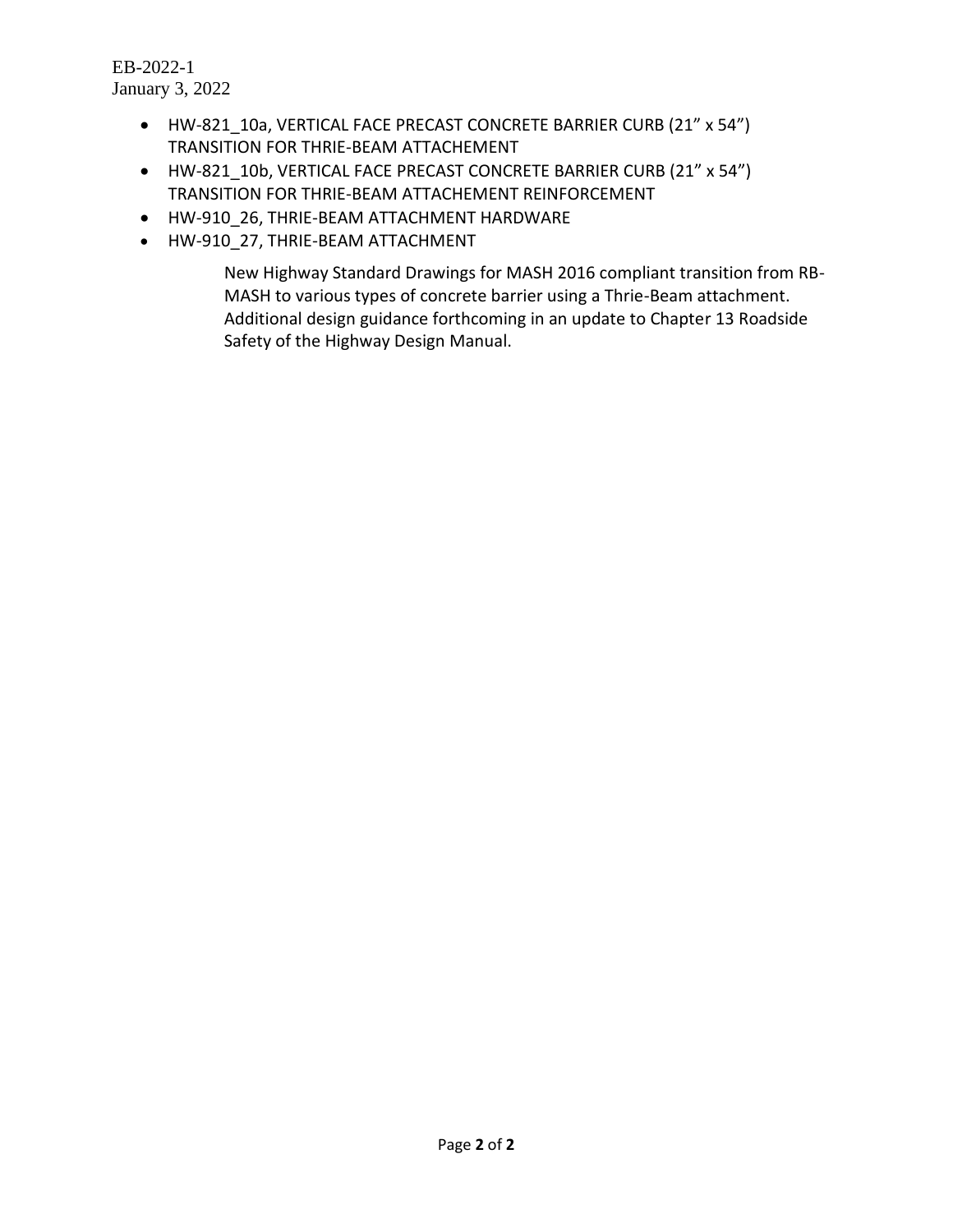- HW-821_10a, VERTICAL FACE PRECAST CONCRETE BARRIER CURB (21” x 54”) TRANSITION FOR THRIE-BEAM ATTACHEMENT
- HW-821_10b, VERTICAL FACE PRECAST CONCRETE BARRIER CURB (21” x 54”) TRANSITION FOR THRIE-BEAM ATTACHEMENT REINFORCEMENT
- HW-910_26, THRIE-BEAM ATTACHMENT HARDWARE
- HW-910_27, THRIE-BEAM ATTACHMENT

  New Highway Standard Drawings for MASH 2016 compliant transition from RB-MASH to various types of concrete barrier using a Thrie-Beam attachment. Additional design guidance forthcoming in an update to Chapter 13 Roadside Safety of the Highway Design Manual.